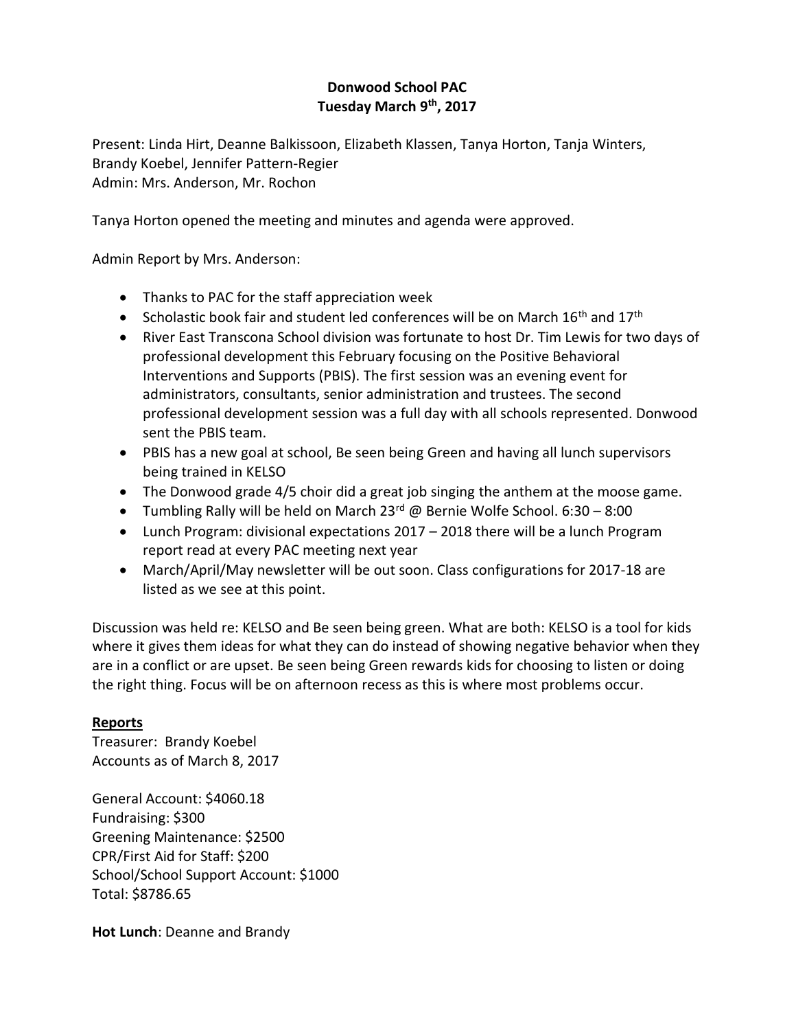# Donwood School PAC
## Tuesday March 9th, 2017

Present: Linda Hirt, Deanne Balkissoon, Elizabeth Klassen, Tanya Horton, Tanja Winters, Brandy Koebel, Jennifer Pattern-Regier
Admin: Mrs. Anderson, Mr. Rochon

Tanya Horton opened the meeting and minutes and agenda were approved.

Admin Report by Mrs. Anderson:

- Thanks to PAC for the staff appreciation week
- Scholastic book fair and student led conferences will be on March 16th and 17th
- River East Transcona School division was fortunate to host Dr. Tim Lewis for two days of professional development this February focusing on the Positive Behavioral Interventions and Supports (PBIS). The first session was an evening event for administrators, consultants, senior administration and trustees. The second professional development session was a full day with all schools represented. Donwood sent the PBIS team.
- PBIS has a new goal at school, Be seen being Green and having all lunch supervisors being trained in KELSO
- The Donwood grade 4/5 choir did a great job singing the anthem at the moose game.
- Tumbling Rally will be held on March 23rd @ Bernie Wolfe School. 6:30 – 8:00
- Lunch Program: divisional expectations 2017 – 2018 there will be a lunch Program report read at every PAC meeting next year
- March/April/May newsletter will be out soon. Class configurations for 2017-18 are listed as we see at this point.

Discussion was held re: KELSO and Be seen being green. What are both: KELSO is a tool for kids where it gives them ideas for what they can do instead of showing negative behavior when they are in a conflict or are upset. Be seen being Green rewards kids for choosing to listen or doing the right thing. Focus will be on afternoon recess as this is where most problems occur.

**Reports**

Treasurer: Brandy Koebel
Accounts as of March 8, 2017

General Account: $4060.18
Fundraising: $300
Greening Maintenance: $2500
CPR/First Aid for Staff: $200
School/School Support Account: $1000
Total: $8786.65

**Hot Lunch**: Deanne and Brandy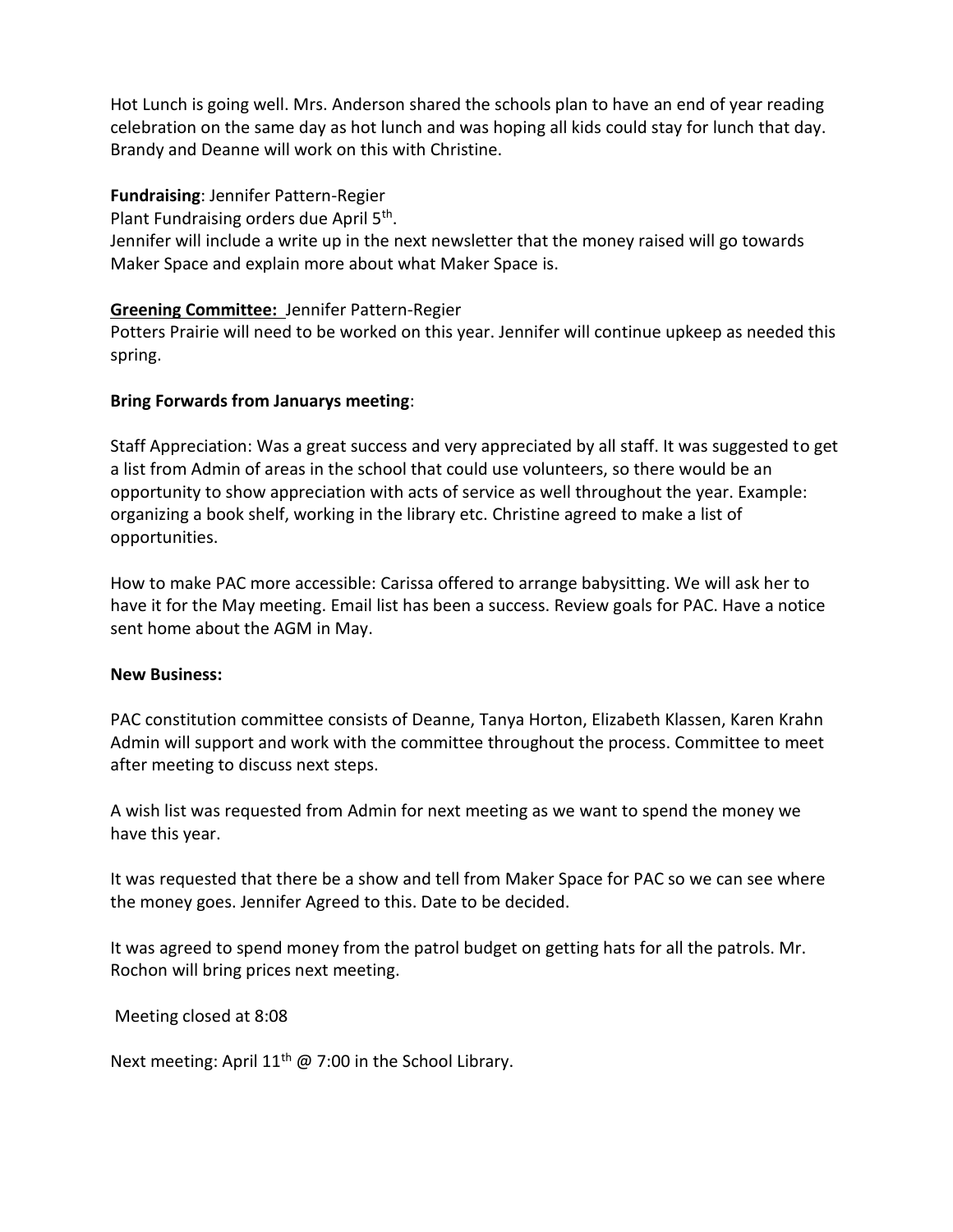Hot Lunch is going well. Mrs. Anderson shared the schools plan to have an end of year reading celebration on the same day as hot lunch and was hoping all kids could stay for lunch that day. Brandy and Deanne will work on this with Christine.

**Fundraising**: Jennifer Pattern-Regier

Plant Fundraising orders due April 5th.

Jennifer will include a write up in the next newsletter that the money raised will go towards Maker Space and explain more about what Maker Space is.

**Greening Committee:** Jennifer Pattern-Regier

Potters Prairie will need to be worked on this year. Jennifer will continue upkeep as needed this spring.

**Bring Forwards from Januarys meeting**:

Staff Appreciation: Was a great success and very appreciated by all staff. It was suggested to get a list from Admin of areas in the school that could use volunteers, so there would be an opportunity to show appreciation with acts of service as well throughout the year. Example: organizing a book shelf, working in the library etc. Christine agreed to make a list of opportunities.

How to make PAC more accessible: Carissa offered to arrange babysitting. We will ask her to have it for the May meeting. Email list has been a success. Review goals for PAC. Have a notice sent home about the AGM in May.

**New Business:**

PAC constitution committee consists of Deanne, Tanya Horton, Elizabeth Klassen, Karen Krahn Admin will support and work with the committee throughout the process. Committee to meet after meeting to discuss next steps.

A wish list was requested from Admin for next meeting as we want to spend the money we have this year.

It was requested that there be a show and tell from Maker Space for PAC so we can see where the money goes. Jennifer Agreed to this. Date to be decided.

It was agreed to spend money from the patrol budget on getting hats for all the patrols. Mr. Rochon will bring prices next meeting.

Meeting closed at 8:08

Next meeting: April 11th @ 7:00 in the School Library.